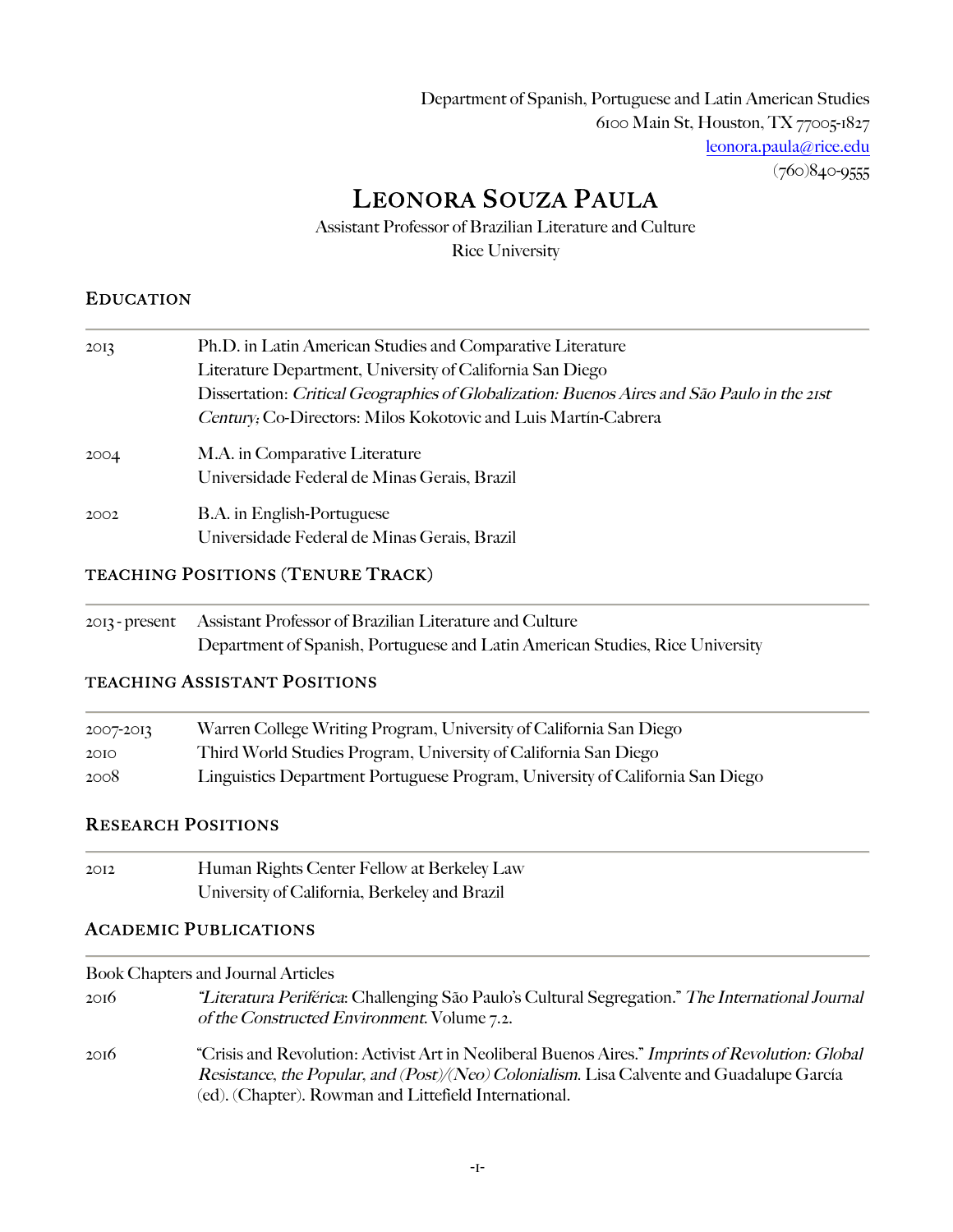Department of Spanish, Portuguese and Latin American Studies
6100 Main St, Houston, TX 77005-1827
leonora.paula@rice.edu
(760)840-9555

# Leonora Souza Paula

Assistant Professor of Brazilian Literature and Culture
Rice University

## Education

| | |
|---|---|
| 2013 | Ph.D. in Latin American Studies and Comparative Literature<br>Literature Department, University of California San Diego<br>Dissertation: *Critical Geographies of Globalization: Buenos Aires and São Paulo in the 21st Century*; Co-Directors: Milos Kokotovic and Luis Martín-Cabrera |
| 2004 | M.A. in Comparative Literature<br>Universidade Federal de Minas Gerais, Brazil |
| 2002 | B.A. in English-Portuguese<br>Universidade Federal de Minas Gerais, Brazil |

## Teaching Positions (Tenure Track)

| | |
|---|---|
| 2013 - present | Assistant Professor of Brazilian Literature and Culture<br>Department of Spanish, Portuguese and Latin American Studies, Rice University |

## Teaching Assistant Positions

| | |
|---|---|
| 2007-2013 | Warren College Writing Program, University of California San Diego |
| 2010 | Third World Studies Program, University of California San Diego |
| 2008 | Linguistics Department Portuguese Program, University of California San Diego |

## Research Positions

| | |
|---|---|
| 2012 | Human Rights Center Fellow at Berkeley Law<br>University of California, Berkeley and Brazil |

## Academic Publications

Book Chapters and Journal Articles

| | |
|---|---|
| 2016 | "*Literatura Periférica*: Challenging São Paulo's Cultural Segregation." *The International Journal of the Constructed Environment*. Volume 7.2. |
| 2016 | "Crisis and Revolution: Activist Art in Neoliberal Buenos Aires." *Imprints of Revolution: Global Resistance, the Popular, and (Post)/(Neo) Colonialism*. Lisa Calvente and Guadalupe García (ed). (Chapter). Rowman and Littefield International. |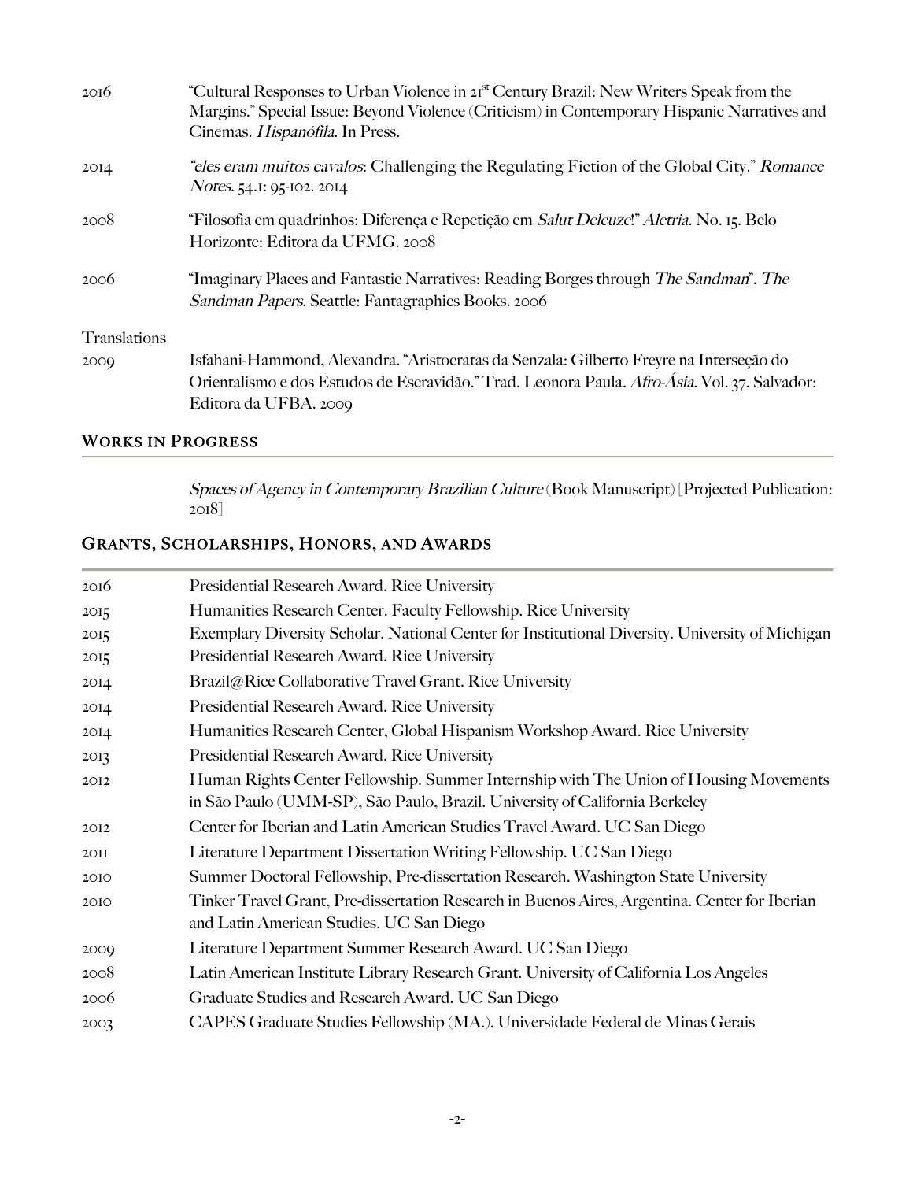2016 "Cultural Responses to Urban Violence in 21st Century Brazil: New Writers Speak from the Margins." Special Issue: Beyond Violence (Criticism) in Contemporary Hispanic Narratives and Cinemas. *Hispanófila*. In Press.

2014 "*eles eram muitos cavalos*: Challenging the Regulating Fiction of the Global City." *Romance Notes*. 54.1: 95-102. 2014

2008 "Filosofia em quadrinhos: Diferença e Repetição em *Salut Deleuze*!" *Aletria*. No. 15. Belo Horizonte: Editora da UFMG. 2008

2006 "Imaginary Places and Fantastic Narratives: Reading Borges through *The Sandman*". *The Sandman Papers*. Seattle: Fantagraphics Books. 2006

Translations

2009 Isfahani-Hammond, Alexandra. "Aristocratas da Senzala: Gilberto Freyre na Interseção do Orientalismo e dos Estudos de Escravidão." Trad. Leonora Paula. *Afro-Ásia*. Vol. 37. Salvador: Editora da UFBA. 2009

## Works in Progress

*Spaces of Agency in Contemporary Brazilian Culture* (Book Manuscript) [Projected Publication: 2018]

## Grants, Scholarships, Honors, and Awards

| | |
|---|---|
| 2016 | Presidential Research Award. Rice University |
| 2015 | Humanities Research Center. Faculty Fellowship. Rice University |
| 2015 | Exemplary Diversity Scholar. National Center for Institutional Diversity. University of Michigan |
| 2015 | Presidential Research Award. Rice University |
| 2014 | Brazil@Rice Collaborative Travel Grant. Rice University |
| 2014 | Presidential Research Award. Rice University |
| 2014 | Humanities Research Center, Global Hispanism Workshop Award. Rice University |
| 2013 | Presidential Research Award. Rice University |
| 2012 | Human Rights Center Fellowship. Summer Internship with The Union of Housing Movements in São Paulo (UMM-SP), São Paulo, Brazil. University of California Berkeley |
| 2012 | Center for Iberian and Latin American Studies Travel Award. UC San Diego |
| 2011 | Literature Department Dissertation Writing Fellowship. UC San Diego |
| 2010 | Summer Doctoral Fellowship, Pre-dissertation Research. Washington State University |
| 2010 | Tinker Travel Grant, Pre-dissertation Research in Buenos Aires, Argentina. Center for Iberian and Latin American Studies. UC San Diego |
| 2009 | Literature Department Summer Research Award. UC San Diego |
| 2008 | Latin American Institute Library Research Grant. University of California Los Angeles |
| 2006 | Graduate Studies and Research Award. UC San Diego |
| 2003 | CAPES Graduate Studies Fellowship (MA.). Universidade Federal de Minas Gerais |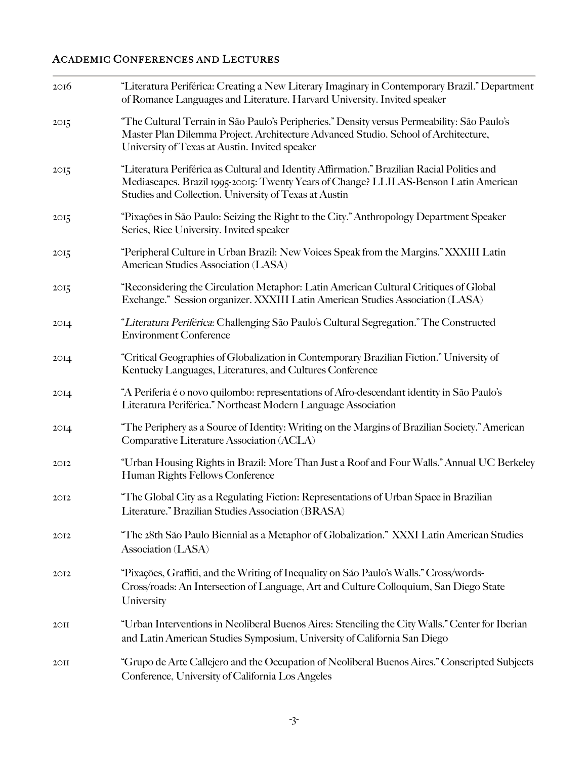## Academic Conferences and Lectures

| | |
|---|---|
| 2016 | "Literatura Periférica: Creating a New Literary Imaginary in Contemporary Brazil." Department of Romance Languages and Literature. Harvard University. Invited speaker |
| 2015 | "The Cultural Terrain in São Paulo's Peripheries." Density versus Permeability: São Paulo's Master Plan Dilemma Project. Architecture Advanced Studio. School of Architecture, University of Texas at Austin. Invited speaker |
| 2015 | "Literatura Periférica as Cultural and Identity Affirmation." Brazilian Racial Politics and Mediascapes. Brazil 1995-20015: Twenty Years of Change? LLILAS-Benson Latin American Studies and Collection. University of Texas at Austin |
| 2015 | "Pixações in São Paulo: Seizing the Right to the City." Anthropology Department Speaker Series, Rice University. Invited speaker |
| 2015 | "Peripheral Culture in Urban Brazil: New Voices Speak from the Margins." XXXIII Latin American Studies Association (LASA) |
| 2015 | "Reconsidering the Circulation Metaphor: Latin American Cultural Critiques of Global Exchange." Session organizer. XXXIII Latin American Studies Association (LASA) |
| 2014 | "*Literatura Periférica*: Challenging São Paulo's Cultural Segregation." The Constructed Environment Conference |
| 2014 | "Critical Geographies of Globalization in Contemporary Brazilian Fiction." University of Kentucky Languages, Literatures, and Cultures Conference |
| 2014 | "A Periferia é o novo quilombo: representations of Afro-descendant identity in São Paulo's Literatura Periférica." Northeast Modern Language Association |
| 2014 | "The Periphery as a Source of Identity: Writing on the Margins of Brazilian Society." American Comparative Literature Association (ACLA) |
| 2012 | "Urban Housing Rights in Brazil: More Than Just a Roof and Four Walls." Annual UC Berkeley Human Rights Fellows Conference |
| 2012 | "The Global City as a Regulating Fiction: Representations of Urban Space in Brazilian Literature." Brazilian Studies Association (BRASA) |
| 2012 | "The 28th São Paulo Biennial as a Metaphor of Globalization." XXXI Latin American Studies Association (LASA) |
| 2012 | "Pixações, Graffiti, and the Writing of Inequality on São Paulo's Walls." Cross/words-Cross/roads: An Intersection of Language, Art and Culture Colloquium, San Diego State University |
| 2011 | "Urban Interventions in Neoliberal Buenos Aires: Stenciling the City Walls." Center for Iberian and Latin American Studies Symposium, University of California San Diego |
| 2011 | "Grupo de Arte Callejero and the Occupation of Neoliberal Buenos Aires." Conscripted Subjects Conference, University of California Los Angeles |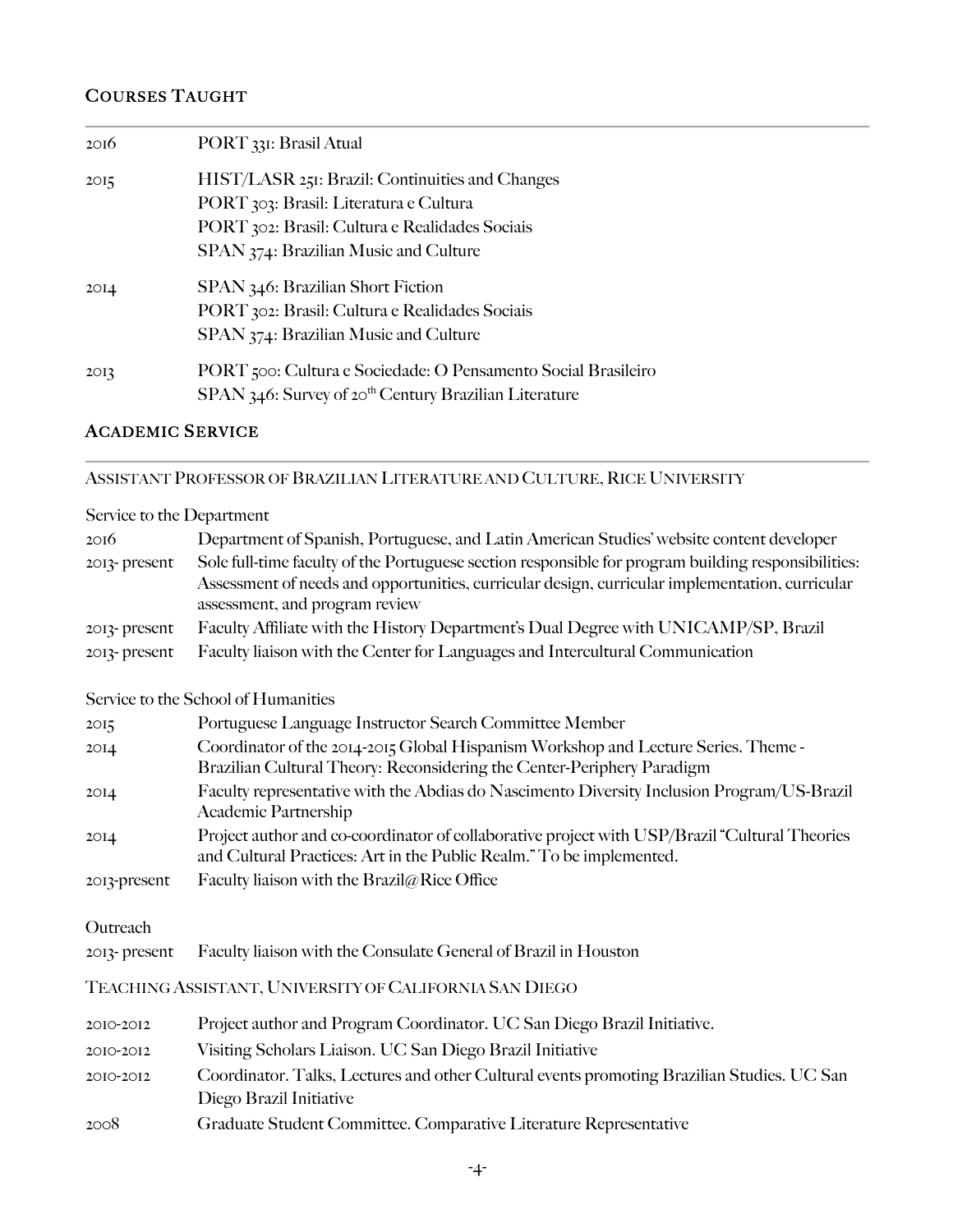## Courses Taught

| | |
|---|---|
| 2016 | PORT 331: Brasil Atual |
| 2015 | HIST/LASR 251: Brazil: Continuities and Changes<br>PORT 303: Brasil: Literatura e Cultura<br>PORT 302: Brasil: Cultura e Realidades Sociais<br>SPAN 374: Brazilian Music and Culture |
| 2014 | SPAN 346: Brazilian Short Fiction<br>PORT 302: Brasil: Cultura e Realidades Sociais<br>SPAN 374: Brazilian Music and Culture |
| 2013 | PORT 500: Cultura e Sociedade: O Pensamento Social Brasileiro<br>SPAN 346: Survey of 20th Century Brazilian Literature |

## Academic Service

### Assistant Professor of Brazilian Literature and Culture, Rice University

Service to the Department

| | |
|---|---|
| 2016 | Department of Spanish, Portuguese, and Latin American Studies' website content developer |
| 2013- present | Sole full-time faculty of the Portuguese section responsible for program building responsibilities: Assessment of needs and opportunities, curricular design, curricular implementation, curricular assessment, and program review |
| 2013- present | Faculty Affiliate with the History Department's Dual Degree with UNICAMP/SP, Brazil |
| 2013- present | Faculty liaison with the Center for Languages and Intercultural Communication |

Service to the School of Humanities

| | |
|---|---|
| 2015 | Portuguese Language Instructor Search Committee Member |
| 2014 | Coordinator of the 2014-2015 Global Hispanism Workshop and Lecture Series. Theme - Brazilian Cultural Theory: Reconsidering the Center-Periphery Paradigm |
| 2014 | Faculty representative with the Abdias do Nascimento Diversity Inclusion Program/US-Brazil Academic Partnership |
| 2014 | Project author and co-coordinator of collaborative project with USP/Brazil "Cultural Theories and Cultural Practices: Art in the Public Realm." To be implemented. |
| 2013-present | Faculty liaison with the Brazil@Rice Office |

Outreach

| | |
|---|---|
| 2013- present | Faculty liaison with the Consulate General of Brazil in Houston |

### Teaching Assistant, University of California San Diego

| | |
|---|---|
| 2010-2012 | Project author and Program Coordinator. UC San Diego Brazil Initiative. |
| 2010-2012 | Visiting Scholars Liaison. UC San Diego Brazil Initiative |
| 2010-2012 | Coordinator. Talks, Lectures and other Cultural events promoting Brazilian Studies. UC San Diego Brazil Initiative |
| 2008 | Graduate Student Committee. Comparative Literature Representative |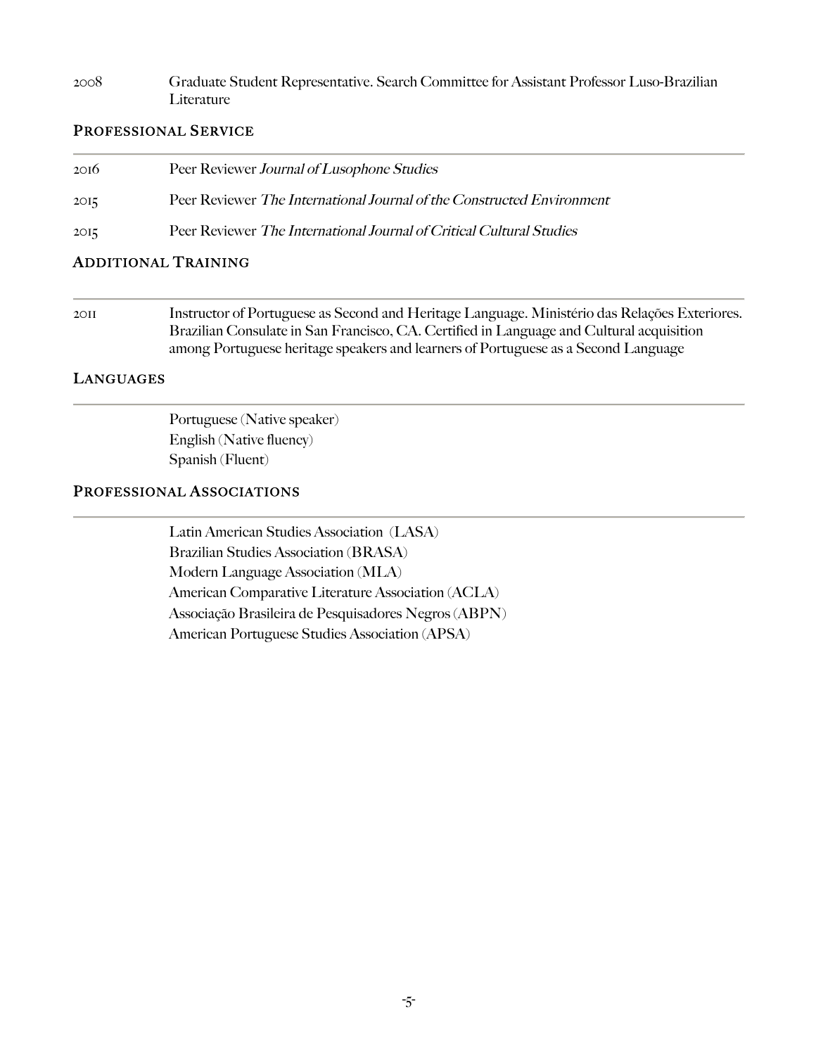2008 Graduate Student Representative. Search Committee for Assistant Professor Luso-Brazilian Literature

## Professional Service

2016 Peer Reviewer *Journal of Lusophone Studies*

2015 Peer Reviewer *The International Journal of the Constructed Environment*

2015 Peer Reviewer *The International Journal of Critical Cultural Studies*

## Additional Training

2011 Instructor of Portuguese as Second and Heritage Language. Ministério das Relações Exteriores. Brazilian Consulate in San Francisco, CA. Certified in Language and Cultural acquisition among Portuguese heritage speakers and learners of Portuguese as a Second Language

## Languages

Portuguese (Native speaker)
English (Native fluency)
Spanish (Fluent)

## Professional Associations

Latin American Studies Association (LASA)
Brazilian Studies Association (BRASA)
Modern Language Association (MLA)
American Comparative Literature Association (ACLA)
Associação Brasileira de Pesquisadores Negros (ABPN)
American Portuguese Studies Association (APSA)